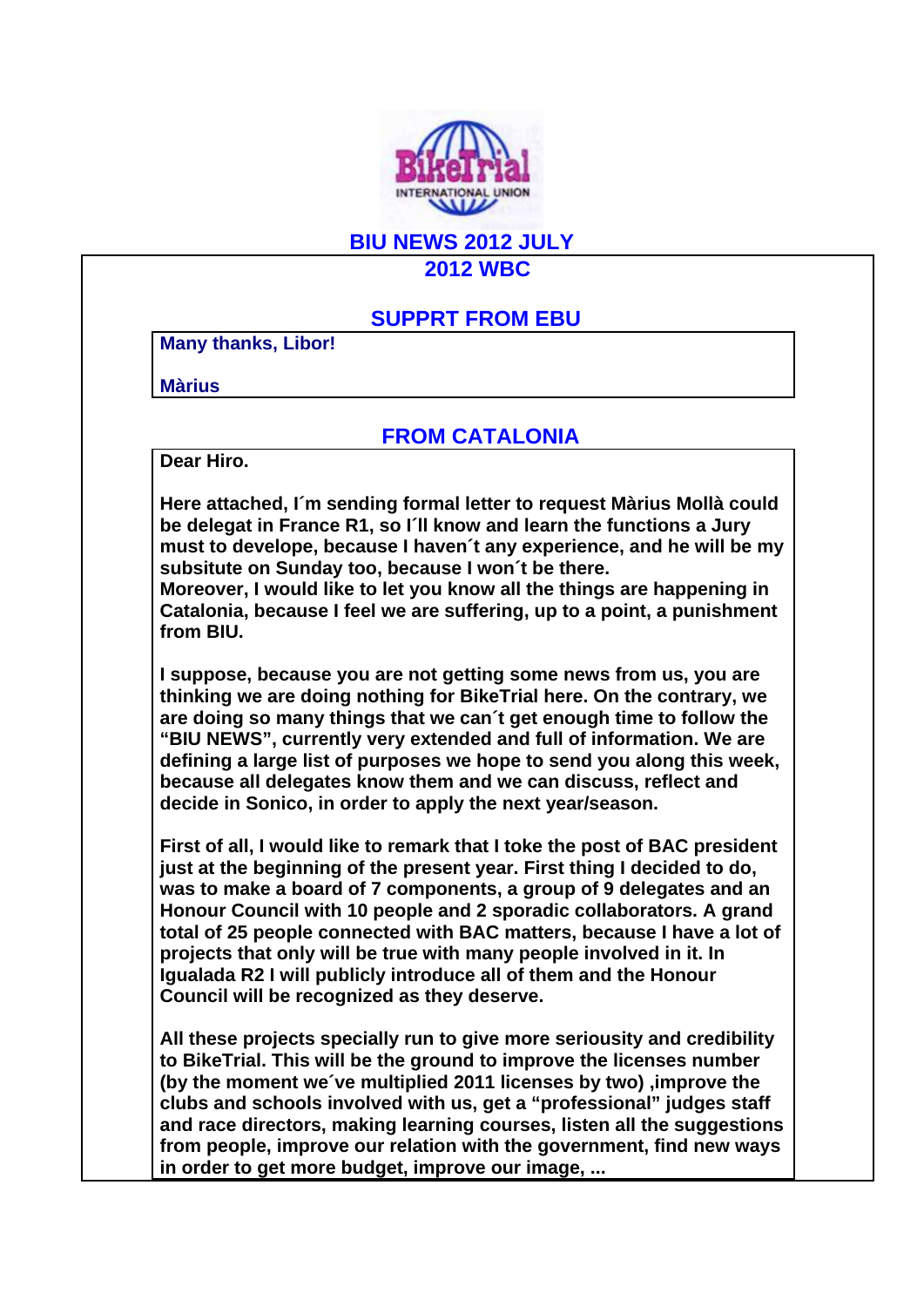# BIU NEWS 2012 JULY

## 2012 WBC

### SUPPRT FROM EBU

**Many thanks, Libor!**

**Màrius**

### FROM CATALONIA

**Dear Hiro.**

**Here attached, I´m sending formal letter to request Màrius Mollà could be delegat in France R1, so I´ll know and learn the functions a Jury must to develope, because I haven´t any experience, and he will be my subsitute on Sunday too, because I won´t be there.**
**Moreover, I would like to let you know all the things are happening in Catalonia, because I feel we are suffering, up to a point, a punishment from BIU.**

**I suppose, because you are not getting some news from us, you are thinking we are doing nothing for BikeTrial here. On the contrary, we are doing so many things that we can´t get enough time to follow the "BIU NEWS", currently very extended and full of information. We are defining a large list of purposes we hope to send you along this week, because all delegates know them and we can discuss, reflect and decide in Sonico, in order to apply the next year/season.**

**First of all, I would like to remark that I toke the post of BAC president just at the beginning of the present year. First thing I decided to do, was to make a board of 7 components, a group of 9 delegates and an Honour Council with 10 people and 2 sporadic collaborators. A grand total of 25 people connected with BAC matters, because I have a lot of projects that only will be true with many people involved in it. In Igualada R2 I will publicly introduce all of them and the Honour Council will be recognized as they deserve.**

**All these projects specially run to give more seriousity and credibility to BikeTrial. This will be the ground to improve the licenses number (by the moment we´ve multiplied 2011 licenses by two) ,improve the clubs and schools involved with us, get a "professional" judges staff and race directors, making learning courses, listen all the suggestions from people, improve our relation with the government, find new ways in order to get more budget, improve our image, ...**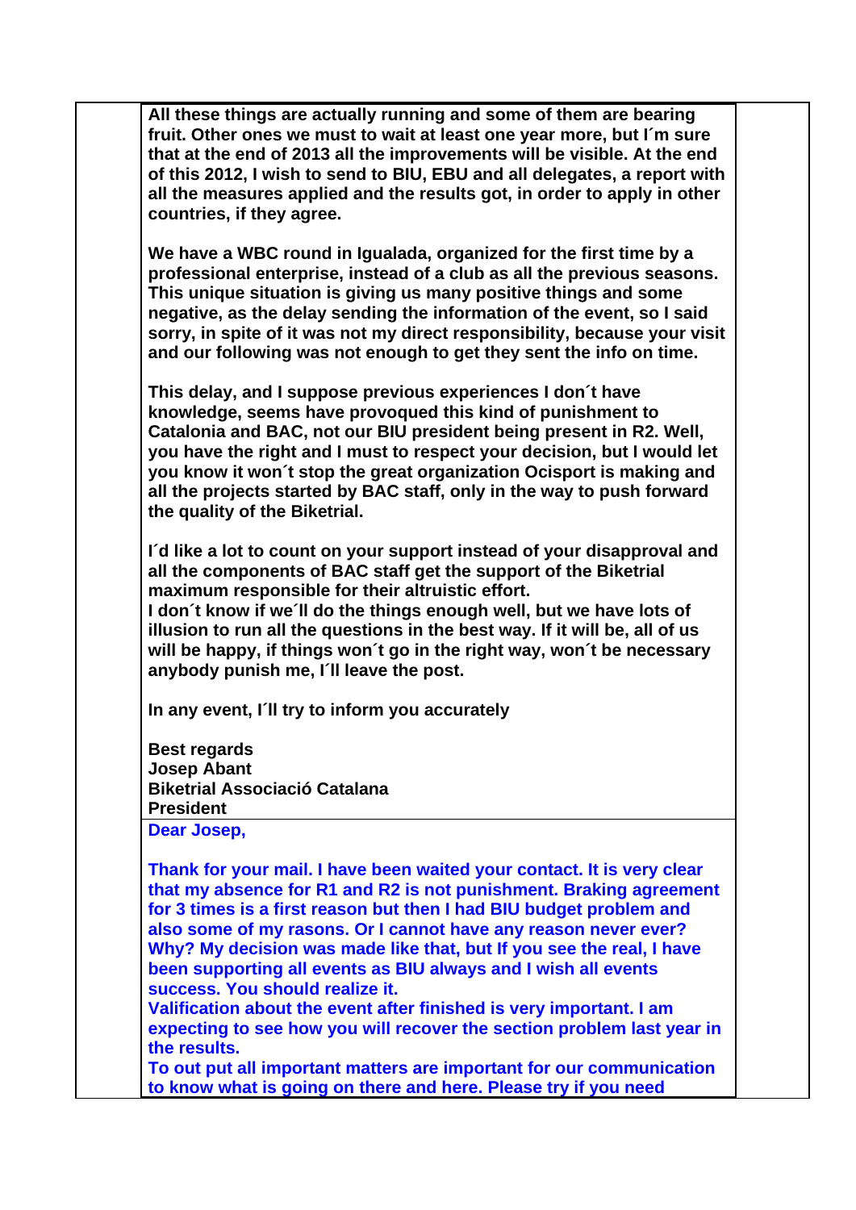**All these things are actually running and some of them are bearing fruit. Other ones we must to wait at least one year more, but I´m sure that at the end of 2013 all the improvements will be visible. At the end of this 2012, I wish to send to BIU, EBU and all delegates, a report with all the measures applied and the results got, in order to apply in other countries, if they agree.**

**We have a WBC round in Igualada, organized for the first time by a professional enterprise, instead of a club as all the previous seasons. This unique situation is giving us many positive things and some negative, as the delay sending the information of the event, so I said sorry, in spite of it was not my direct responsibility, because your visit and our following was not enough to get they sent the info on time.**

**This delay, and I suppose previous experiences I don´t have knowledge, seems have provoqued this kind of punishment to Catalonia and BAC, not our BIU president being present in R2. Well, you have the right and I must to respect your decision, but I would let you know it won´t stop the great organization Ocisport is making and all the projects started by BAC staff, only in the way to push forward the quality of the Biketrial.**

**I´d like a lot to count on your support instead of your disapproval and all the components of BAC staff get the support of the Biketrial maximum responsible for their altruistic effort.**
**I don´t know if we´ll do the things enough well, but we have lots of illusion to run all the questions in the best way. If it will be, all of us will be happy, if things won´t go in the right way, won´t be necessary anybody punish me, I´ll leave the post.**

**In any event, I´ll try to inform you accurately**

**Best regards**
**Josep Abant**
**Biketrial Associació Catalana**
**President**

**Dear Josep,**

**Thank for your mail. I have been waited your contact. It is very clear that my absence for R1 and R2 is not punishment. Braking agreement for 3 times is a first reason but then I had BIU budget problem and also some of my rasons. Or I cannot have any reason never ever? Why? My decision was made like that, but If you see the real, I have been supporting all events as BIU always and I wish all events success. You should realize it.**
**Valification about the event after finished is very important. I am expecting to see how you will recover the section problem last year in the results.**
**To out put all important matters are important for our communication to know what is going on there and here. Please try if you need**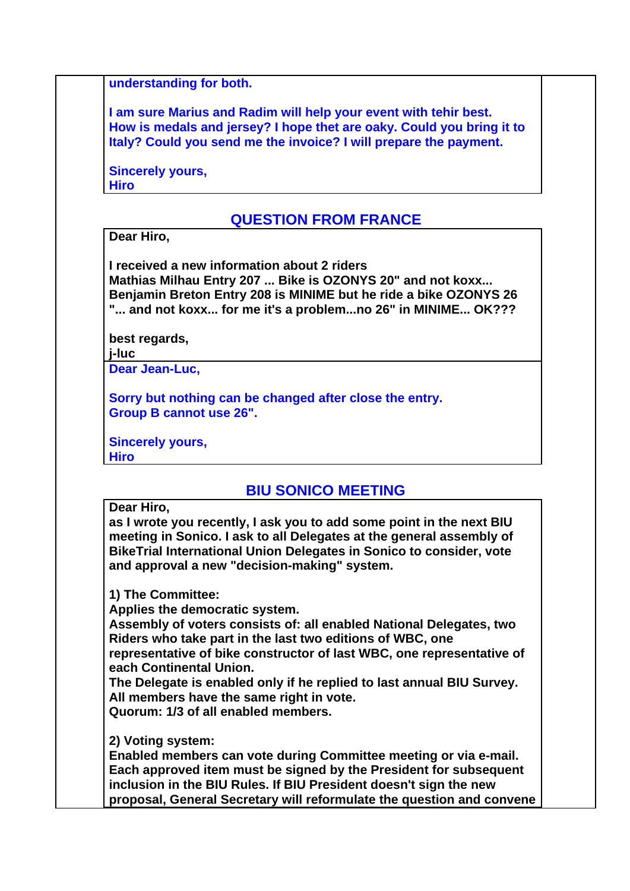**understanding for both.**

**I am sure Marius and Radim will help your event with tehir best.**
**How is medals and jersey? I hope thet are oaky. Could you bring it to Italy? Could you send me the invoice? I will prepare the payment.**

**Sincerely yours,**
**Hiro**

## QUESTION FROM FRANCE

**Dear Hiro,**

**I received a new information about 2 riders**
**Mathias Milhau Entry 207 ... Bike is OZONYS 20" and not koxx...**
**Benjamin Breton Entry 208 is MINIME but he ride a bike OZONYS 26 "... and not koxx... for me it's a problem...no 26" in MINIME... OK???**

**best regards,**
**j-luc**

**Dear Jean-Luc,**

**Sorry but nothing can be changed after close the entry.**
**Group B cannot use 26".**

**Sincerely yours,**
**Hiro**

## BIU SONICO MEETING

**Dear Hiro,**
**as I wrote you recently, I ask you to add some point in the next BIU meeting in Sonico. I ask to all Delegates at the general assembly of BikeTrial International Union Delegates in Sonico to consider, vote and approval a new "decision-making" system.**

**1) The Committee:**
**Applies the democratic system.**
**Assembly of voters consists of: all enabled National Delegates, two Riders who take part in the last two editions of WBC, one representative of bike constructor of last WBC, one representative of each Continental Union.**
**The Delegate is enabled only if he replied to last annual BIU Survey.**
**All members have the same right in vote.**
**Quorum: 1/3 of all enabled members.**

**2) Voting system:**
**Enabled members can vote during Committee meeting or via e-mail.**
**Each approved item must be signed by the President for subsequent inclusion in the BIU Rules. If BIU President doesn't sign the new proposal, General Secretary will reformulate the question and convene**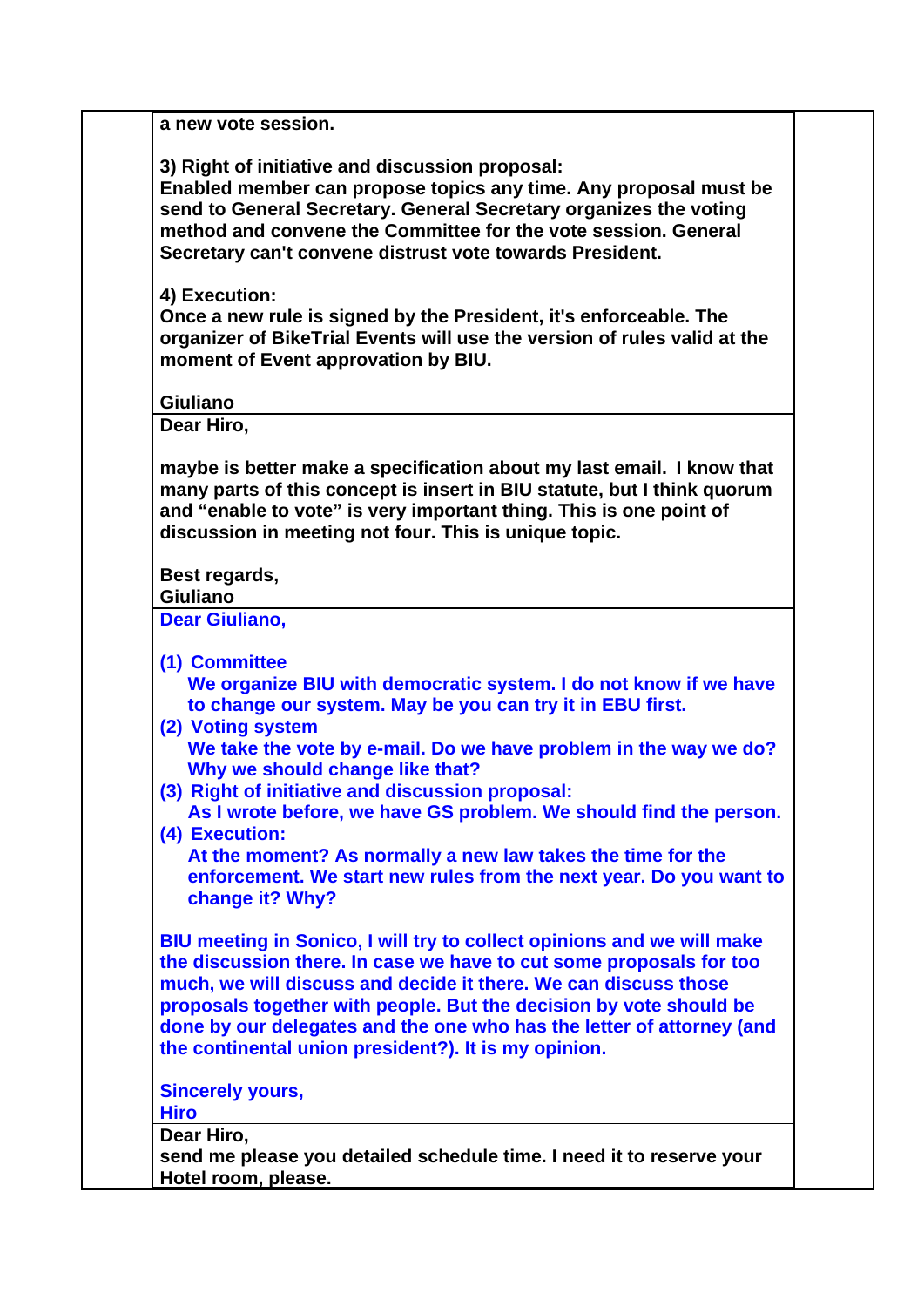**a new vote session.**

**3) Right of initiative and discussion proposal:**
**Enabled member can propose topics any time. Any proposal must be send to General Secretary. General Secretary organizes the voting method and convene the Committee for the vote session. General Secretary can't convene distrust vote towards President.**

**4) Execution:**
**Once a new rule is signed by the President, it's enforceable. The organizer of BikeTrial Events will use the version of rules valid at the moment of Event approvation by BIU.**

**Giuliano**

---

**Dear Hiro,**

**maybe is better make a specification about my last email. I know that many parts of this concept is insert in BIU statute, but I think quorum and "enable to vote" is very important thing. This is one point of discussion in meeting not four. This is unique topic.**

**Best regards,**
**Giuliano**

---

**Dear Giuliano,**

**(1) Committee**
**We organize BIU with democratic system. I do not know if we have to change our system. May be you can try it in EBU first.**

**(2) Voting system**
**We take the vote by e-mail. Do we have problem in the way we do? Why we should change like that?**

**(3) Right of initiative and discussion proposal:**
**As I wrote before, we have GS problem. We should find the person.**

**(4) Execution:**
**At the moment? As normally a new law takes the time for the enforcement. We start new rules from the next year. Do you want to change it? Why?**

**BIU meeting in Sonico, I will try to collect opinions and we will make the discussion there. In case we have to cut some proposals for too much, we will discuss and decide it there. We can discuss those proposals together with people. But the decision by vote should be done by our delegates and the one who has the letter of attorney (and the continental union president?). It is my opinion.**

**Sincerely yours,**
**Hiro**

---

**Dear Hiro,**
**send me please you detailed schedule time. I need it to reserve your Hotel room, please.**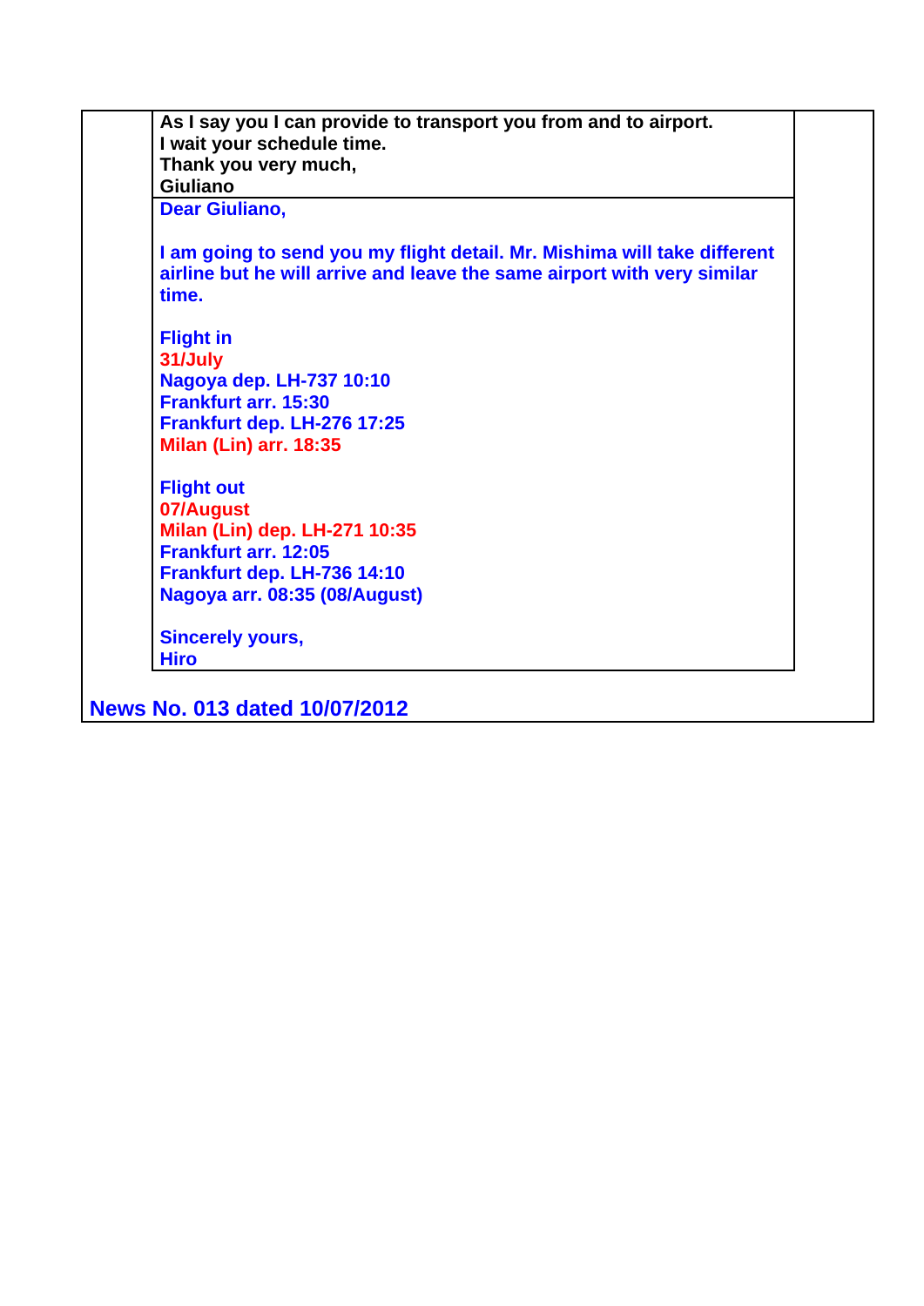**As I say you I can provide to transport you from and to airport.**
**I wait your schedule time.**
**Thank you very much,**
**Giuliano**

**Dear Giuliano,**

**I am going to send you my flight detail. Mr. Mishima will take different airline but he will arrive and leave the same airport with very similar time.**

**Flight in**
**31/July**
**Nagoya dep. LH-737 10:10**
**Frankfurt arr. 15:30**
**Frankfurt dep. LH-276 17:25**
**Milan (Lin) arr. 18:35**

**Flight out**
**07/August**
**Milan (Lin) dep. LH-271 10:35**
**Frankfurt arr. 12:05**
**Frankfurt dep. LH-736 14:10**
**Nagoya arr. 08:35 (08/August)**

**Sincerely yours,**
**Hiro**

**News No. 013 dated 10/07/2012**